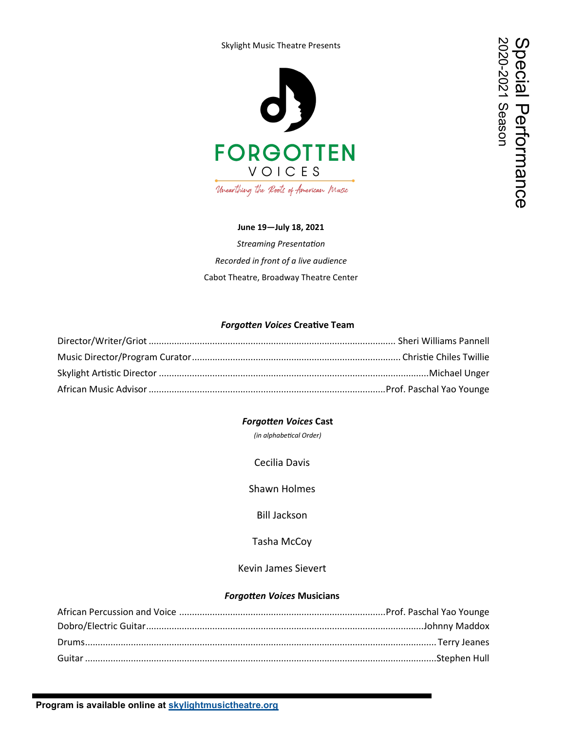Skylight Music Theatre Presents

# FORGOTTEN VOICES

*Unearthing the Roots of American Music*

Special Performance
2020-2021 Season

**June 19—July 18, 2021**

*Streaming Presentation*

*Recorded in front of a live audience*

Cabot Theatre, Broadway Theatre Center

### *Forgotten Voices* Creative Team

Director/Writer/Griot ............ Sheri Williams Pannell

Music Director/Program Curator ............ Christie Chiles Twillie

Skylight Artistic Director ............ Michael Unger

African Music Advisor ............ Prof. Paschal Yao Younge

### *Forgotten Voices* Cast

*(in alphabetical Order)*

Cecilia Davis

Shawn Holmes

Bill Jackson

Tasha McCoy

Kevin James Sievert

### *Forgotten Voices* Musicians

African Percussion and Voice ............ Prof. Paschal Yao Younge

Dobro/Electric Guitar ............ Johnny Maddox

Drums ............ Terry Jeanes

Guitar ............ Stephen Hull

**Program is available online at [skylightmusictheatre.org](skylightmusictheatre.org)**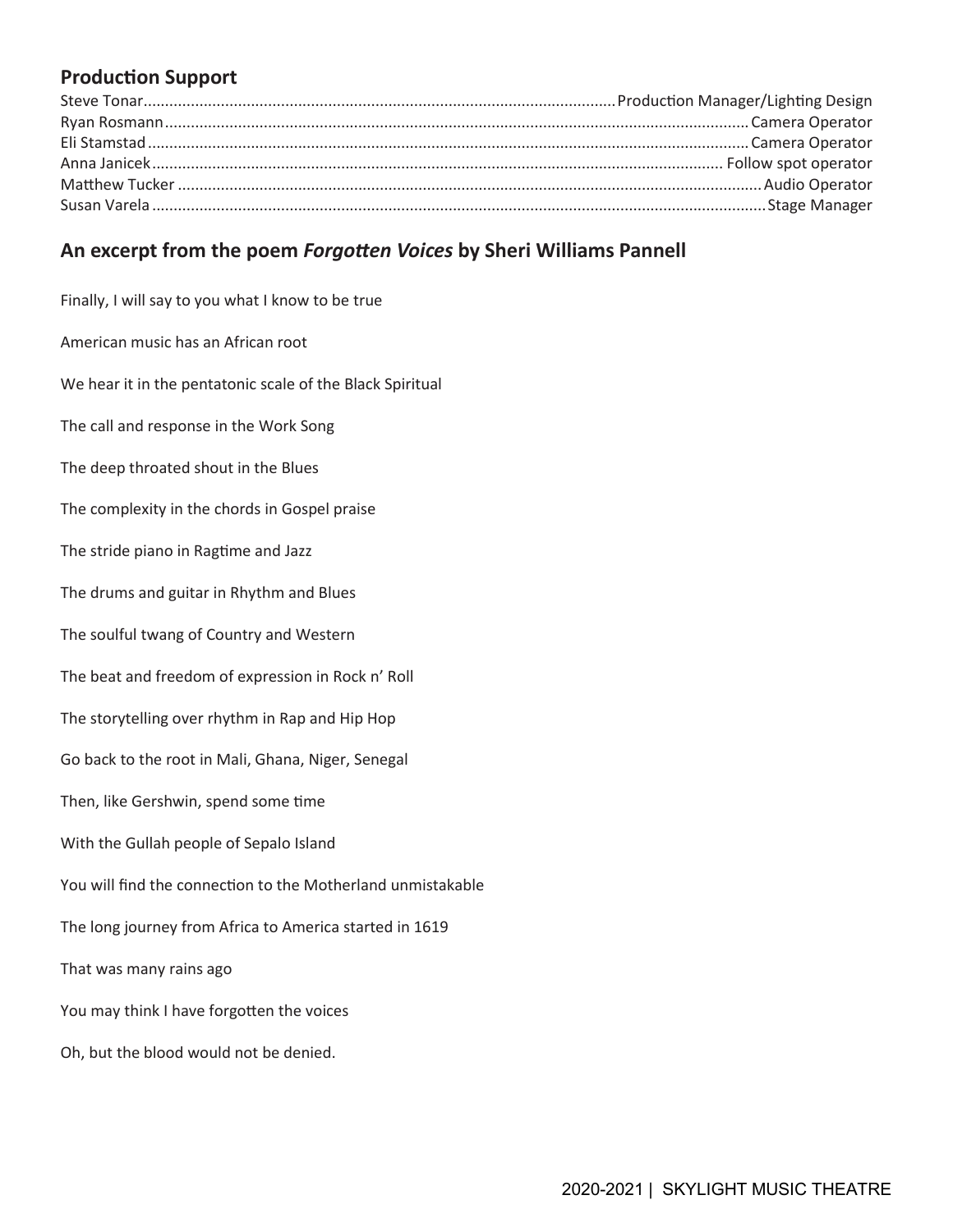## Production Support

Steve Tonar ............ Production Manager/Lighting Design
Ryan Rosmann ............ Camera Operator
Eli Stamstad ............ Camera Operator
Anna Janicek ............ Follow spot operator
Matthew Tucker ............ Audio Operator
Susan Varela ............ Stage Manager

## An excerpt from the poem *Forgotten Voices* by Sheri Williams Pannell

Finally, I will say to you what I know to be true

American music has an African root

We hear it in the pentatonic scale of the Black Spiritual

The call and response in the Work Song

The deep throated shout in the Blues

The complexity in the chords in Gospel praise

The stride piano in Ragtime and Jazz

The drums and guitar in Rhythm and Blues

The soulful twang of Country and Western

The beat and freedom of expression in Rock n' Roll

The storytelling over rhythm in Rap and Hip Hop

Go back to the root in Mali, Ghana, Niger, Senegal

Then, like Gershwin, spend some time

With the Gullah people of Sepalo Island

You will find the connection to the Motherland unmistakable

The long journey from Africa to America started in 1619

That was many rains ago

You may think I have forgotten the voices

Oh, but the blood would not be denied.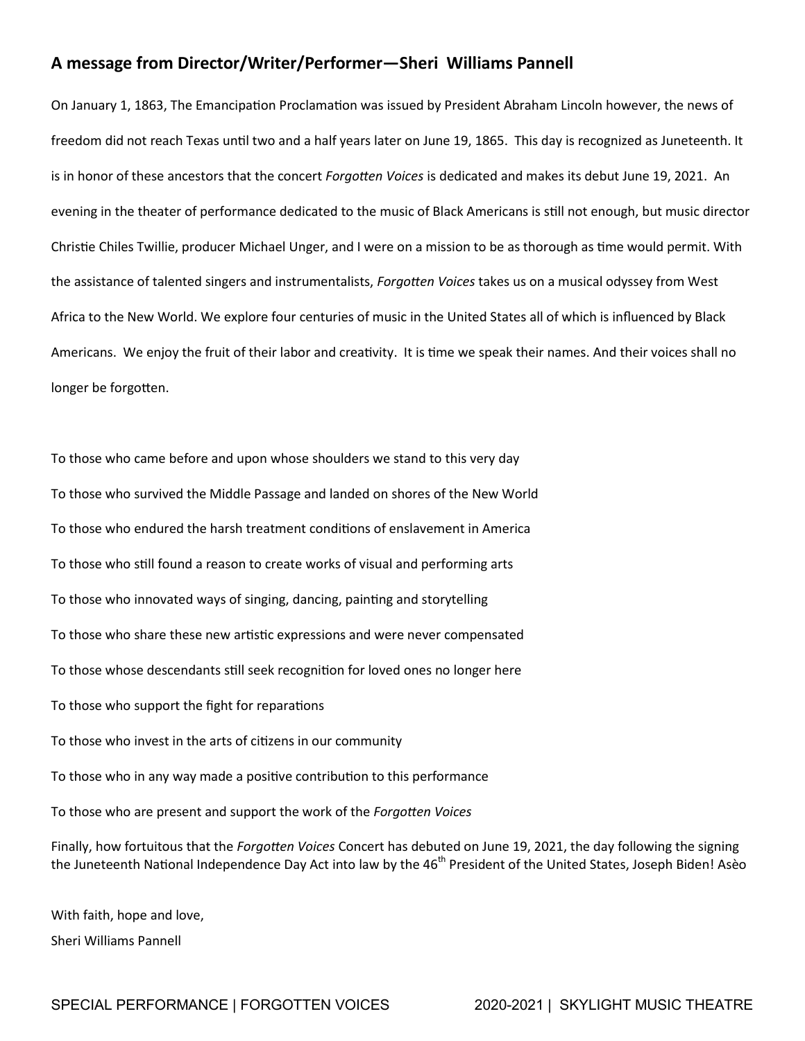## A message from Director/Writer/Performer—Sheri Williams Pannell

On January 1, 1863, The Emancipation Proclamation was issued by President Abraham Lincoln however, the news of freedom did not reach Texas until two and a half years later on June 19, 1865. This day is recognized as Juneteenth. It is in honor of these ancestors that the concert *Forgotten Voices* is dedicated and makes its debut June 19, 2021. An evening in the theater of performance dedicated to the music of Black Americans is still not enough, but music director Christie Chiles Twillie, producer Michael Unger, and I were on a mission to be as thorough as time would permit. With the assistance of talented singers and instrumentalists, *Forgotten Voices* takes us on a musical odyssey from West Africa to the New World. We explore four centuries of music in the United States all of which is influenced by Black Americans. We enjoy the fruit of their labor and creativity. It is time we speak their names. And their voices shall no longer be forgotten.

To those who came before and upon whose shoulders we stand to this very day

To those who survived the Middle Passage and landed on shores of the New World

To those who endured the harsh treatment conditions of enslavement in America

To those who still found a reason to create works of visual and performing arts

To those who innovated ways of singing, dancing, painting and storytelling

To those who share these new artistic expressions and were never compensated

To those whose descendants still seek recognition for loved ones no longer here

To those who support the fight for reparations

To those who invest in the arts of citizens in our community

To those who in any way made a positive contribution to this performance

To those who are present and support the work of the *Forgotten Voices*

Finally, how fortuitous that the *Forgotten Voices* Concert has debuted on June 19, 2021, the day following the signing the Juneteenth National Independence Day Act into law by the 46th President of the United States, Joseph Biden! Asèo

With faith, hope and love,
Sheri Williams Pannell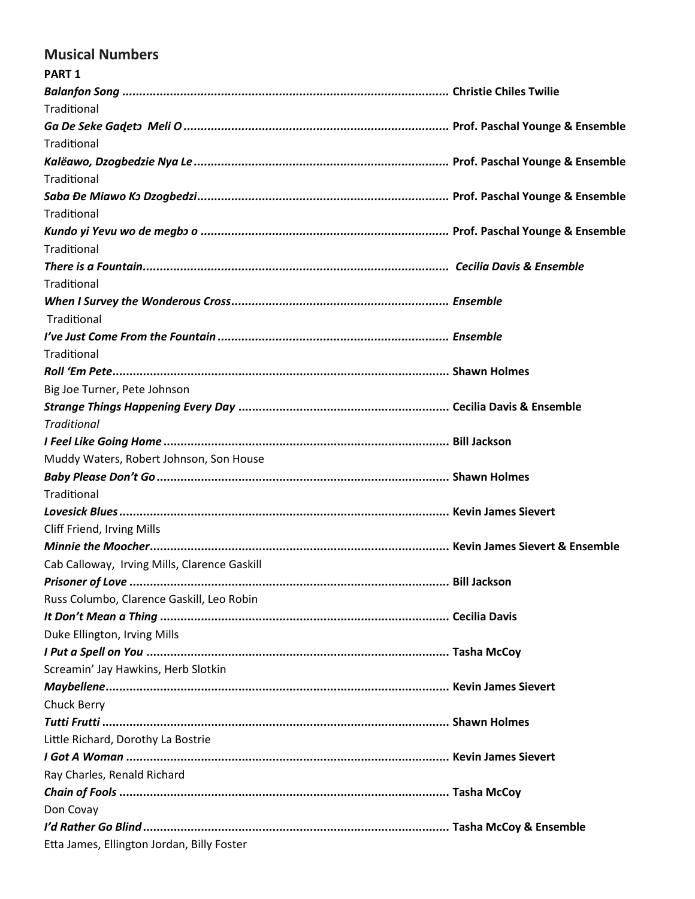## Musical Numbers

**PART 1**

***Balanfon Song* ............................................................................................ Christie Chiles Twilie**
Traditional

***Ga De Seke Gaɖetɔ Meli O* ........................................................................... Prof. Paschal Younge & Ensemble**
Traditional

***Kalëawo, Dzogbedzie Nya Le* ........................................................................ Prof. Paschal Younge & Ensemble**
Traditional

***Saba Đe Miawo Kɔ Dzogbedzi*........................................................................ Prof. Paschal Younge & Ensemble**
Traditional

***Kundo yi Yevu wo de megbɔ o* ....................................................................... Prof. Paschal Younge & Ensemble**
Traditional

***There is a Fountain*.........................................................................................** ***Cecilia Davis & Ensemble***
Traditional

***When I Survey the Wonderous Cross*............................................................... *Ensemble***
Traditional

***I've Just Come From the Fountain*.................................................................. *Ensemble***
Traditional

***Roll 'Em Pete*................................................................................................. Shawn Holmes**
Big Joe Turner, Pete Johnson

***Strange Things Happening Every Day* ........................................................... Cecilia Davis & Ensemble**
*Traditional*

***I Feel Like Going Home* .................................................................................. Bill Jackson**
Muddy Waters, Robert Johnson, Son House

***Baby Please Don't Go* ..................................................................................... Shawn Holmes**
Traditional

***Lovesick Blues*.............................................................................................. Kevin James Sievert**
Cliff Friend, Irving Mills

***Minnie the Moocher*...................................................................................... Kevin James Sievert & Ensemble**
Cab Calloway, Irving Mills, Clarence Gaskill

***Prisoner of Love* ............................................................................................ Bill Jackson**
Russ Columbo, Clarence Gaskill, Leo Robin

***It Don't Mean a Thing* .................................................................................... Cecilia Davis**
Duke Ellington, Irving Mills

***I Put a Spell on You* ........................................................................................ Tasha McCoy**
Screamin' Jay Hawkins, Herb Slotkin

***Maybellene*................................................................................................... Kevin James Sievert**
Chuck Berry

***Tutti Frutti* ..................................................................................................... Shawn Holmes**
Little Richard, Dorothy La Bostrie

***I Got A Woman* .............................................................................................. Kevin James Sievert**
Ray Charles, Renald Richard

***Chain of Fools* ............................................................................................... Tasha McCoy**
Don Covay

***I'd Rather Go Blind*......................................................................................... Tasha McCoy & Ensemble**
Etta James, Ellington Jordan, Billy Foster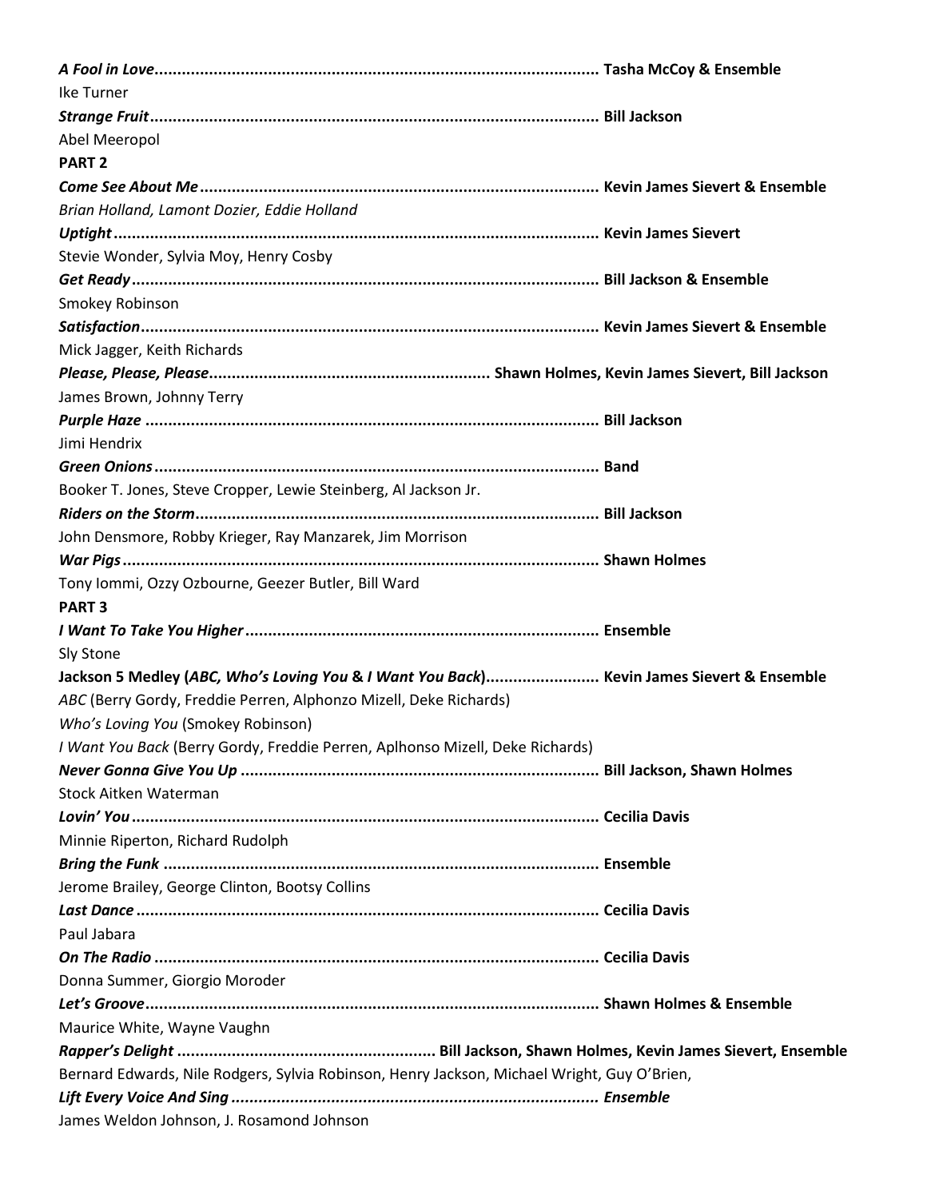***A Fool in Love*****.................................................................................................. Tasha McCoy & Ensemble**
Ike Turner

***Strange Fruit*****.................................................................................................. Bill Jackson**
Abel Meeropol

**PART 2**

***Come See About Me*****....................................................................................... Kevin James Sievert & Ensemble**
*Brian Holland, Lamont Dozier, Eddie Holland*

***Uptight*****.......................................................................................................... Kevin James Sievert**
Stevie Wonder, Sylvia Moy, Henry Cosby

***Get Ready*****...................................................................................................... Bill Jackson & Ensemble**
Smokey Robinson

***Satisfaction*****.................................................................................................... Kevin James Sievert & Ensemble**
Mick Jagger, Keith Richards

***Please, Please, Please*****............................................................. Shawn Holmes, Kevin James Sievert, Bill Jackson**
James Brown, Johnny Terry

***Purple Haze*** **.................................................................................................. Bill Jackson**
Jimi Hendrix

***Green Onions*****................................................................................................. Band**
Booker T. Jones, Steve Cropper, Lewie Steinberg, Al Jackson Jr.

***Riders on the Storm*****........................................................................................ Bill Jackson**
John Densmore, Robby Krieger, Ray Manzarek, Jim Morrison

***War Pigs*****........................................................................................................ Shawn Holmes**
Tony Iommi, Ozzy Ozbourne, Geezer Butler, Bill Ward

**PART 3**

***I Want To Take You Higher*****............................................................................. Ensemble**
Sly Stone

**Jackson 5 Medley (*ABC, Who's Loving You* & *I Want You Back*)......................... Kevin James Sievert & Ensemble**
*ABC* (Berry Gordy, Freddie Perren, Alphonzo Mizell, Deke Richards)
*Who's Loving You* (Smokey Robinson)
*I Want You Back* (Berry Gordy, Freddie Perren, Aplhonso Mizell, Deke Richards)

***Never Gonna Give You Up*** **............................................................................. Bill Jackson, Shawn Holmes**
Stock Aitken Waterman

***Lovin' You*****...................................................................................................... Cecilia Davis**
Minnie Riperton, Richard Rudolph

***Bring the Funk*** **.............................................................................................. Ensemble**
Jerome Brailey, George Clinton, Bootsy Collins

***Last Dance*****..................................................................................................... Cecilia Davis**
Paul Jabara

***On The Radio*** **................................................................................................. Cecilia Davis**
Donna Summer, Giorgio Moroder

***Let's Groove*****.................................................................................................. Shawn Holmes & Ensemble**
Maurice White, Wayne Vaughn

***Rapper's Delight*** **........................................................ Bill Jackson, Shawn Holmes, Kevin James Sievert, Ensemble**
Bernard Edwards, Nile Rodgers, Sylvia Robinson, Henry Jackson, Michael Wright, Guy O'Brien,

***Lift Every Voice And Sing*****................................................................................. *Ensemble***
James Weldon Johnson, J. Rosamond Johnson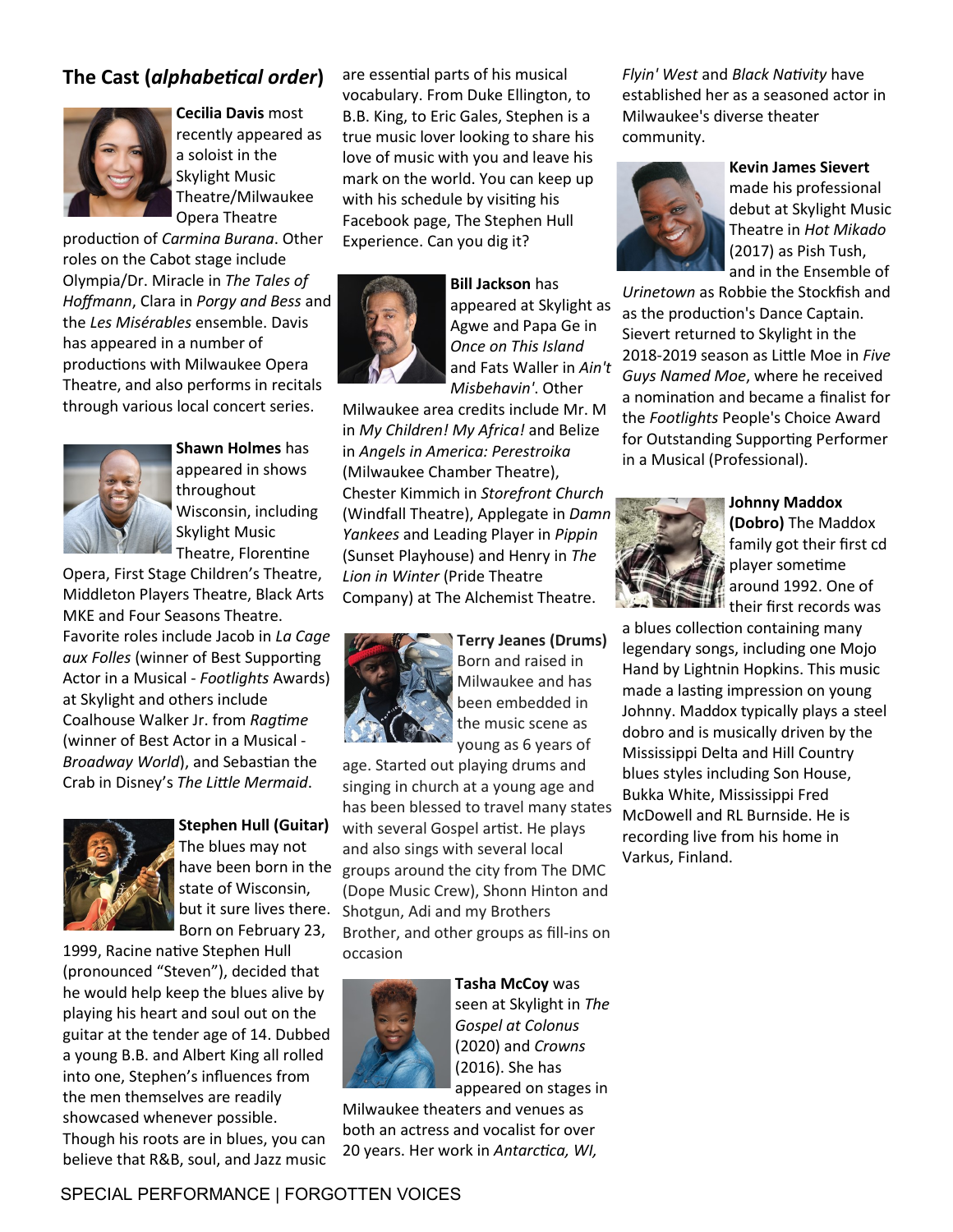## The Cast (*alphabetical order*)

**Cecilia Davis** most recently appeared as a soloist in the Skylight Music Theatre/Milwaukee Opera Theatre production of *Carmina Burana*. Other roles on the Cabot stage include Olympia/Dr. Miracle in *The Tales of Hoffmann*, Clara in *Porgy and Bess* and the *Les Misérables* ensemble. Davis has appeared in a number of productions with Milwaukee Opera Theatre, and also performs in recitals through various local concert series.

**Shawn Holmes** has appeared in shows throughout Wisconsin, including Skylight Music Theatre, Florentine Opera, First Stage Children's Theatre, Middleton Players Theatre, Black Arts MKE and Four Seasons Theatre. Favorite roles include Jacob in *La Cage aux Folles* (winner of Best Supporting Actor in a Musical - *Footlights* Awards) at Skylight and others include Coalhouse Walker Jr. from *Ragtime* (winner of Best Actor in a Musical - *Broadway World*), and Sebastian the Crab in Disney's *The Little Mermaid*.

**Stephen Hull (Guitar)** The blues may not have been born in the state of Wisconsin, but it sure lives there. Born on February 23, 1999, Racine native Stephen Hull (pronounced "Steven"), decided that he would help keep the blues alive by playing his heart and soul out on the guitar at the tender age of 14. Dubbed a young B.B. and Albert King all rolled into one, Stephen's influences from the men themselves are readily showcased whenever possible. Though his roots are in blues, you can believe that R&B, soul, and Jazz music are essential parts of his musical vocabulary. From Duke Ellington, to B.B. King, to Eric Gales, Stephen is a true music lover looking to share his love of music with you and leave his mark on the world. You can keep up with his schedule by visiting his Facebook page, The Stephen Hull Experience. Can you dig it?

**Bill Jackson** has appeared at Skylight as Agwe and Papa Ge in *Once on This Island* and Fats Waller in *Ain't Misbehavin'*. Other Milwaukee area credits include Mr. M in *My Children! My Africa!* and Belize in *Angels in America: Perestroika* (Milwaukee Chamber Theatre), Chester Kimmich in *Storefront Church* (Windfall Theatre), Applegate in *Damn Yankees* and Leading Player in *Pippin* (Sunset Playhouse) and Henry in *The Lion in Winter* (Pride Theatre Company) at The Alchemist Theatre.

**Terry Jeanes (Drums)** Born and raised in Milwaukee and has been embedded in the music scene as young as 6 years of age. Started out playing drums and singing in church at a young age and has been blessed to travel many states with several Gospel artist. He plays and also sings with several local groups around the city from The DMC (Dope Music Crew), Shonn Hinton and Shotgun, Adi and my Brothers Brother, and other groups as fill-ins on occasion

**Tasha McCoy** was seen at Skylight in *The Gospel at Colonus* (2020) and *Crowns* (2016). She has appeared on stages in Milwaukee theaters and venues as both an actress and vocalist for over 20 years. Her work in *Antarctica, WI, Flyin' West* and *Black Nativity* have established her as a seasoned actor in Milwaukee's diverse theater community.

**Kevin James Sievert** made his professional debut at Skylight Music Theatre in *Hot Mikado* (2017) as Pish Tush, and in the Ensemble of *Urinetown* as Robbie the Stockfish and as the production's Dance Captain. Sievert returned to Skylight in the 2018-2019 season as Little Moe in *Five Guys Named Moe*, where he received a nomination and became a finalist for the *Footlights* People's Choice Award for Outstanding Supporting Performer in a Musical (Professional).

**Johnny Maddox (Dobro)** The Maddox family got their first cd player sometime around 1992. One of their first records was a blues collection containing many legendary songs, including one Mojo Hand by Lightnin Hopkins. This music made a lasting impression on young Johnny. Maddox typically plays a steel dobro and is musically driven by the Mississippi Delta and Hill Country blues styles including Son House, Bukka White, Mississippi Fred McDowell and RL Burnside. He is recording live from his home in Varkus, Finland.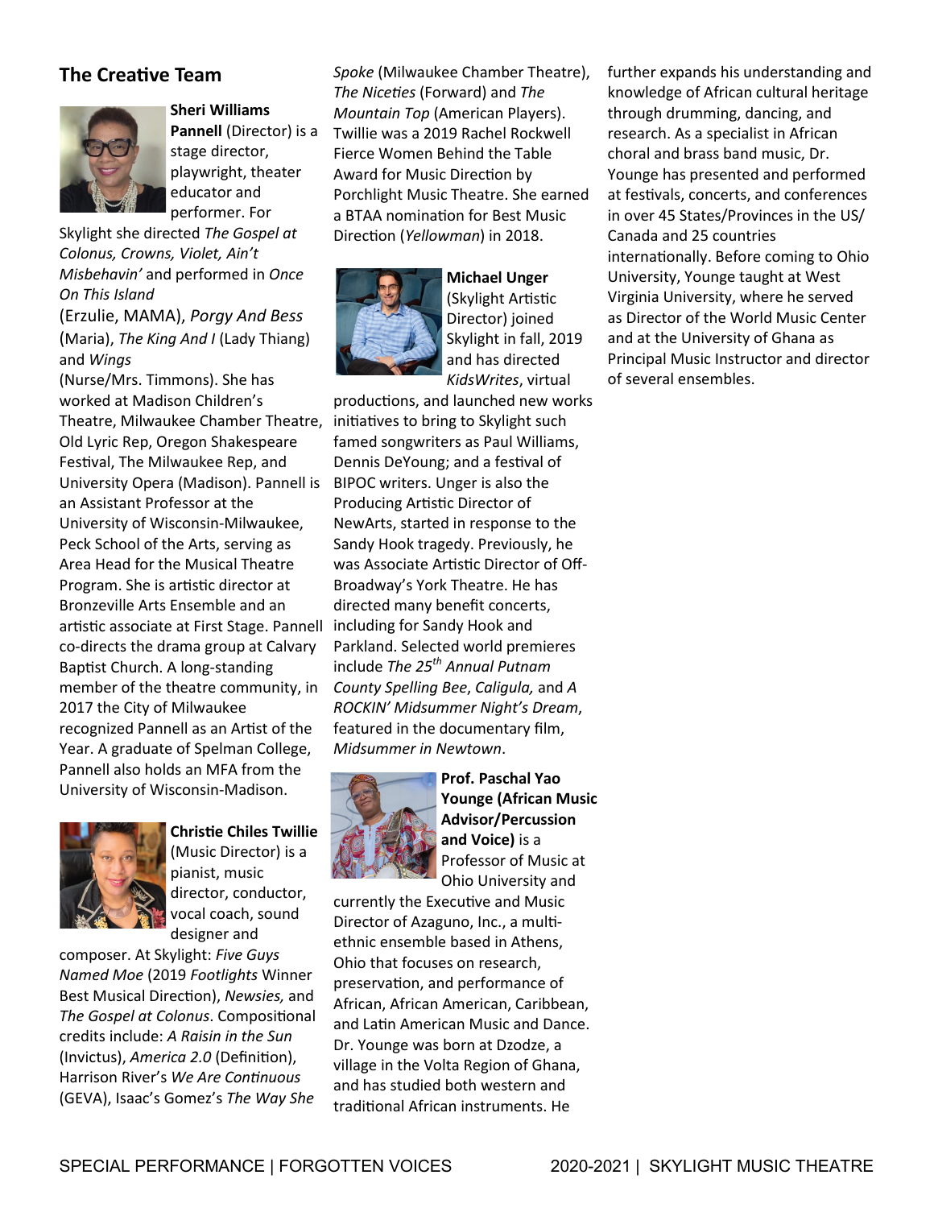## The Creative Team

**Sheri Williams Pannell** (Director) is a stage director, playwright, theater educator and performer. For Skylight she directed *The Gospel at Colonus, Crowns, Violet, Ain't Misbehavin'* and performed in *Once On This Island* (Erzulie, MAMA), *Porgy And Bess* (Maria), *The King And I* (Lady Thiang) and *Wings* (Nurse/Mrs. Timmons). She has worked at Madison Children's Theatre, Milwaukee Chamber Theatre, Old Lyric Rep, Oregon Shakespeare Festival, The Milwaukee Rep, and University Opera (Madison). Pannell is an Assistant Professor at the University of Wisconsin-Milwaukee, Peck School of the Arts, serving as Area Head for the Musical Theatre Program. She is artistic director at Bronzeville Arts Ensemble and an artistic associate at First Stage. Pannell co-directs the drama group at Calvary Baptist Church. A long-standing member of the theatre community, in 2017 the City of Milwaukee recognized Pannell as an Artist of the Year. A graduate of Spelman College, Pannell also holds an MFA from the University of Wisconsin-Madison.

**Christie Chiles Twillie** (Music Director) is a pianist, music director, conductor, vocal coach, sound designer and composer. At Skylight: *Five Guys Named Moe* (2019 *Footlights* Winner Best Musical Direction), *Newsies,* and *The Gospel at Colonus*. Compositional credits include: *A Raisin in the Sun* (Invictus), *America 2.0* (Definition), Harrison River's *We Are Continuous* (GEVA), Isaac's Gomez's *The Way She Spoke* (Milwaukee Chamber Theatre), *The Niceties* (Forward) and *The Mountain Top* (American Players). Twillie was a 2019 Rachel Rockwell Fierce Women Behind the Table Award for Music Direction by Porchlight Music Theatre. She earned a BTAA nomination for Best Music Direction (*Yellowman*) in 2018.

**Michael Unger** (Skylight Artistic Director) joined Skylight in fall, 2019 and has directed *KidsWrites*, virtual productions, and launched new works initiatives to bring to Skylight such famed songwriters as Paul Williams, Dennis DeYoung; and a festival of BIPOC writers. Unger is also the Producing Artistic Director of NewArts, started in response to the Sandy Hook tragedy. Previously, he was Associate Artistic Director of Off-Broadway's York Theatre. He has directed many benefit concerts, including for Sandy Hook and Parkland. Selected world premieres include *The 25th Annual Putnam County Spelling Bee*, *Caligula,* and *A ROCKIN' Midsummer Night's Dream*, featured in the documentary film, *Midsummer in Newtown*.

**Prof. Paschal Yao Younge (African Music Advisor/Percussion and Voice)** is a Professor of Music at Ohio University and currently the Executive and Music Director of Azaguno, Inc., a multi-ethnic ensemble based in Athens, Ohio that focuses on research, preservation, and performance of African, African American, Caribbean, and Latin American Music and Dance. Dr. Younge was born at Dzodze, a village in the Volta Region of Ghana, and has studied both western and traditional African instruments. He further expands his understanding and knowledge of African cultural heritage through drumming, dancing, and research. As a specialist in African choral and brass band music, Dr. Younge has presented and performed at festivals, concerts, and conferences in over 45 States/Provinces in the US/ Canada and 25 countries internationally. Before coming to Ohio University, Younge taught at West Virginia University, where he served as Director of the World Music Center and at the University of Ghana as Principal Music Instructor and director of several ensembles.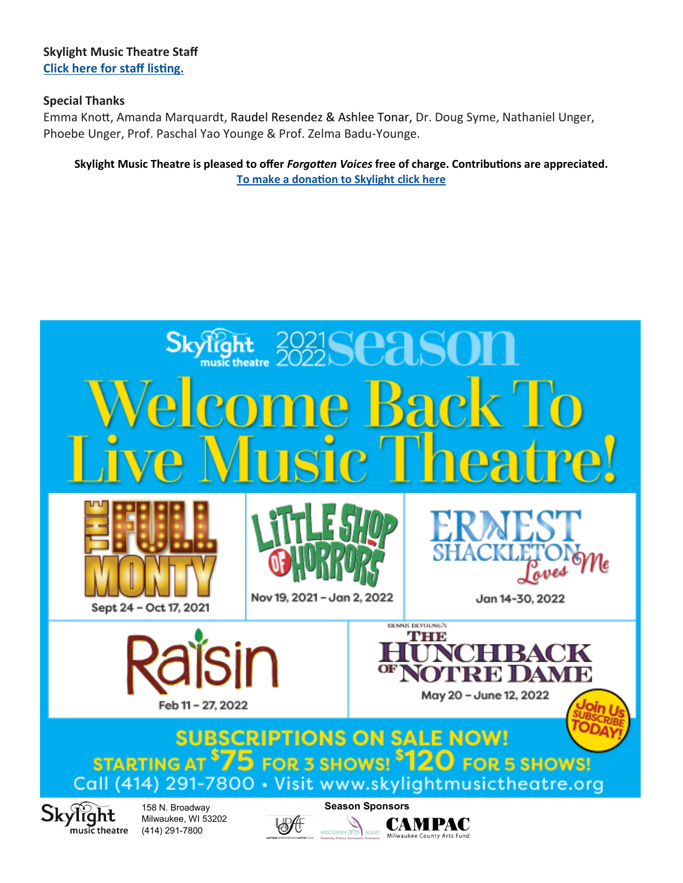**Skylight Music Theatre Staff**
[Click here for staff listing.]

**Special Thanks**
Emma Knott, Amanda Marquardt, Raudel Resendez & Ashlee Tonar, Dr. Doug Syme, Nathaniel Unger, Phoebe Unger, Prof. Paschal Yao Younge & Prof. Zelma Badu-Younge.

**Skylight Music Theatre is pleased to offer *Forgotten Voices* free of charge. Contributions are appreciated.**
**To make a donation to Skylight click here**

Skylight music theatre 2021 2022 Season

Welcome Back To Live Music Theatre!

The Full Monty
Sept 24 – Oct 17, 2021

Little Shop of Horrors
Nov 19, 2021 – Jan 2, 2022

Ernest Shackleton Loves Me
Jan 14-30, 2022

Raisin
Feb 11 – 27, 2022

Dennis DeYoung's The Hunchback of Notre Dame
May 20 – June 12, 2022

Join Us Subscribe Today!

SUBSCRIPTIONS ON SALE NOW!
STARTING AT $75 FOR 3 SHOWS! $120 FOR 5 SHOWS!
Call (414) 291-7800 • Visit www.skylightmusictheatre.org

Skylight music theatre
158 N. Broadway
Milwaukee, WI 53202
(414) 291-7800

**Season Sponsors**
United Performing Arts Fund
Wisconsin Arts Board
CAMPAC Milwaukee County Arts Fund